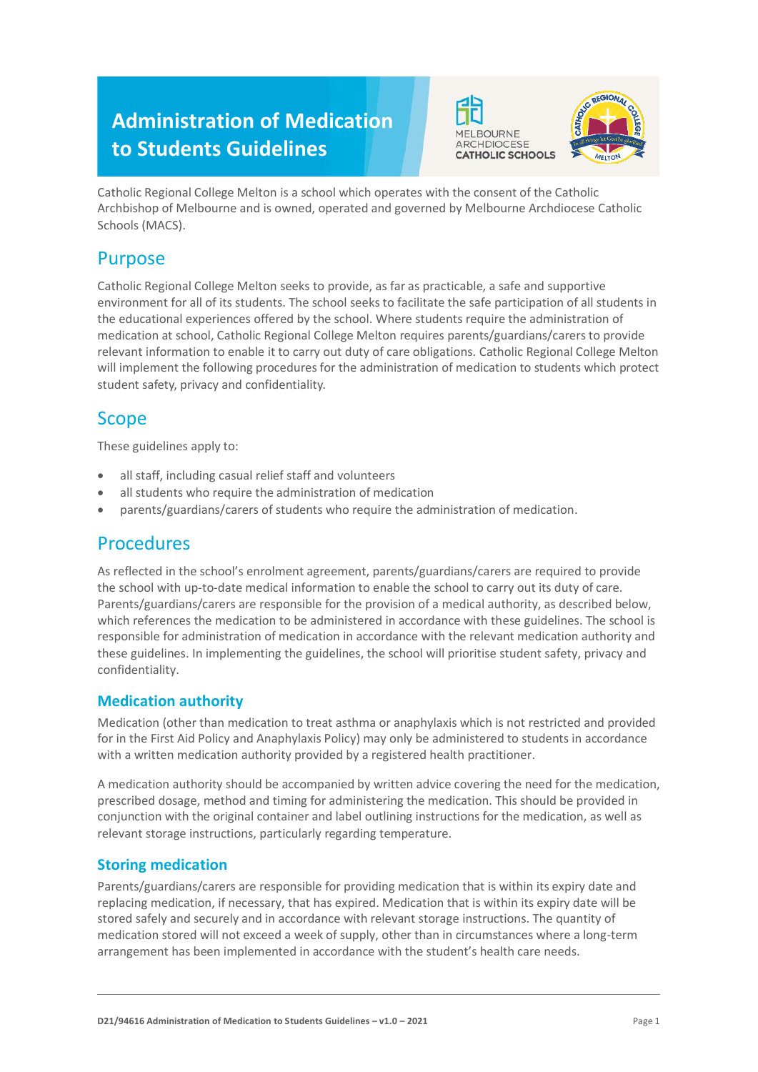# Administration of Medication to Students Guidelines

Catholic Regional College Melton is a school which operates with the consent of the Catholic Archbishop of Melbourne and is owned, operated and governed by Melbourne Archdiocese Catholic Schools (MACS).

## Purpose

Catholic Regional College Melton seeks to provide, as far as practicable, a safe and supportive environment for all of its students. The school seeks to facilitate the safe participation of all students in the educational experiences offered by the school. Where students require the administration of medication at school, Catholic Regional College Melton requires parents/guardians/carers to provide relevant information to enable it to carry out duty of care obligations. Catholic Regional College Melton will implement the following procedures for the administration of medication to students which protect student safety, privacy and confidentiality.

## Scope

These guidelines apply to:

- all staff, including casual relief staff and volunteers
- all students who require the administration of medication
- parents/guardians/carers of students who require the administration of medication.

## Procedures

As reflected in the school's enrolment agreement, parents/guardians/carers are required to provide the school with up-to-date medical information to enable the school to carry out its duty of care. Parents/guardians/carers are responsible for the provision of a medical authority, as described below, which references the medication to be administered in accordance with these guidelines. The school is responsible for administration of medication in accordance with the relevant medication authority and these guidelines. In implementing the guidelines, the school will prioritise student safety, privacy and confidentiality.

### Medication authority

Medication (other than medication to treat asthma or anaphylaxis which is not restricted and provided for in the First Aid Policy and Anaphylaxis Policy) may only be administered to students in accordance with a written medication authority provided by a registered health practitioner.

A medication authority should be accompanied by written advice covering the need for the medication, prescribed dosage, method and timing for administering the medication. This should be provided in conjunction with the original container and label outlining instructions for the medication, as well as relevant storage instructions, particularly regarding temperature.

### Storing medication

Parents/guardians/carers are responsible for providing medication that is within its expiry date and replacing medication, if necessary, that has expired. Medication that is within its expiry date will be stored safely and securely and in accordance with relevant storage instructions. The quantity of medication stored will not exceed a week of supply, other than in circumstances where a long-term arrangement has been implemented in accordance with the student's health care needs.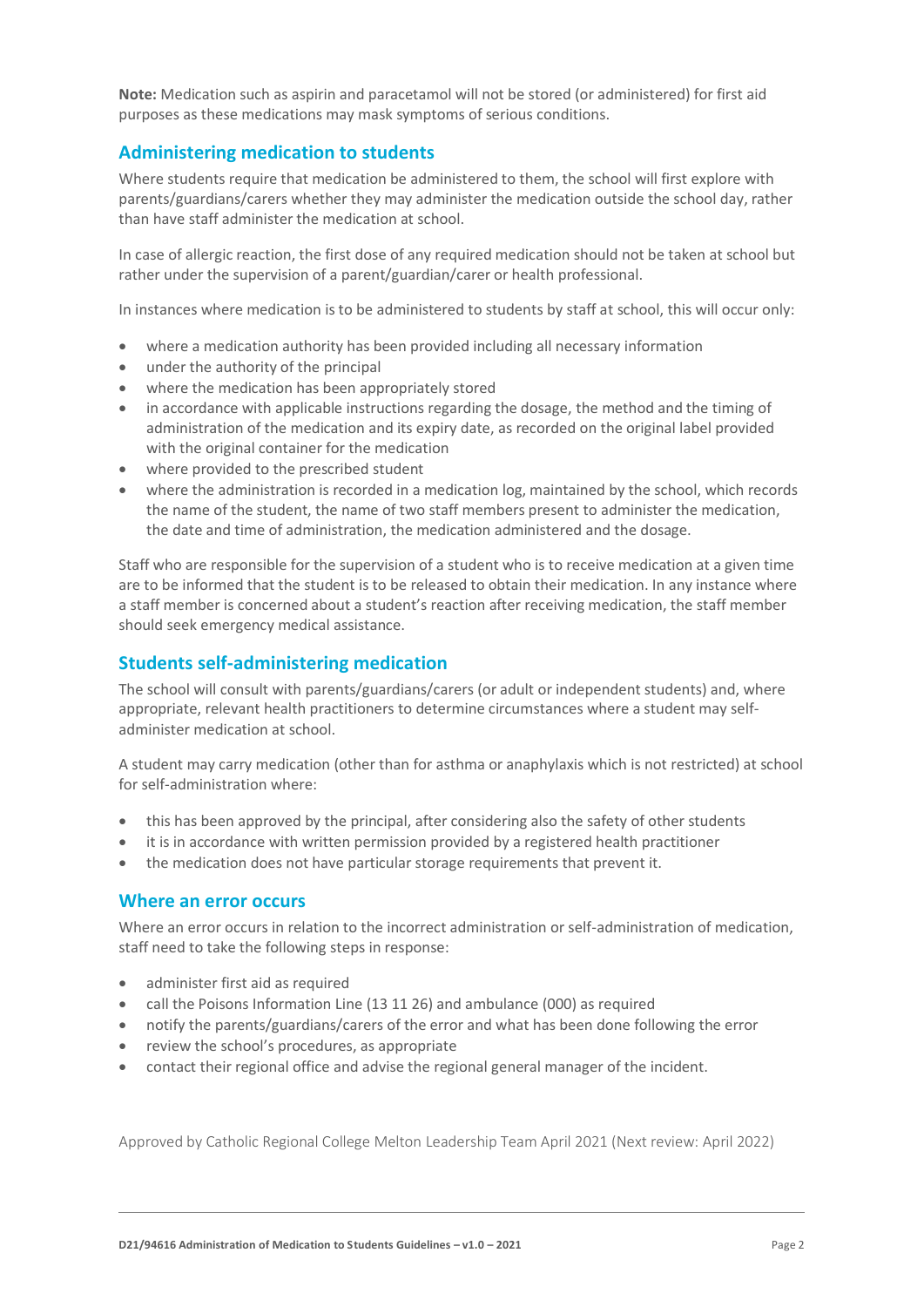**Note:** Medication such as aspirin and paracetamol will not be stored (or administered) for first aid purposes as these medications may mask symptoms of serious conditions.

## Administering medication to students

Where students require that medication be administered to them, the school will first explore with parents/guardians/carers whether they may administer the medication outside the school day, rather than have staff administer the medication at school.

In case of allergic reaction, the first dose of any required medication should not be taken at school but rather under the supervision of a parent/guardian/carer or health professional.

In instances where medication is to be administered to students by staff at school, this will occur only:

- where a medication authority has been provided including all necessary information
- under the authority of the principal
- where the medication has been appropriately stored
- in accordance with applicable instructions regarding the dosage, the method and the timing of administration of the medication and its expiry date, as recorded on the original label provided with the original container for the medication
- where provided to the prescribed student
- where the administration is recorded in a medication log, maintained by the school, which records the name of the student, the name of two staff members present to administer the medication, the date and time of administration, the medication administered and the dosage.

Staff who are responsible for the supervision of a student who is to receive medication at a given time are to be informed that the student is to be released to obtain their medication. In any instance where a staff member is concerned about a student's reaction after receiving medication, the staff member should seek emergency medical assistance.

## Students self-administering medication

The school will consult with parents/guardians/carers (or adult or independent students) and, where appropriate, relevant health practitioners to determine circumstances where a student may self-administer medication at school.

A student may carry medication (other than for asthma or anaphylaxis which is not restricted) at school for self-administration where:

- this has been approved by the principal, after considering also the safety of other students
- it is in accordance with written permission provided by a registered health practitioner
- the medication does not have particular storage requirements that prevent it.

## Where an error occurs

Where an error occurs in relation to the incorrect administration or self-administration of medication, staff need to take the following steps in response:

- administer first aid as required
- call the Poisons Information Line (13 11 26) and ambulance (000) as required
- notify the parents/guardians/carers of the error and what has been done following the error
- review the school's procedures, as appropriate
- contact their regional office and advise the regional general manager of the incident.

Approved by Catholic Regional College Melton Leadership Team April 2021 (Next review: April 2022)